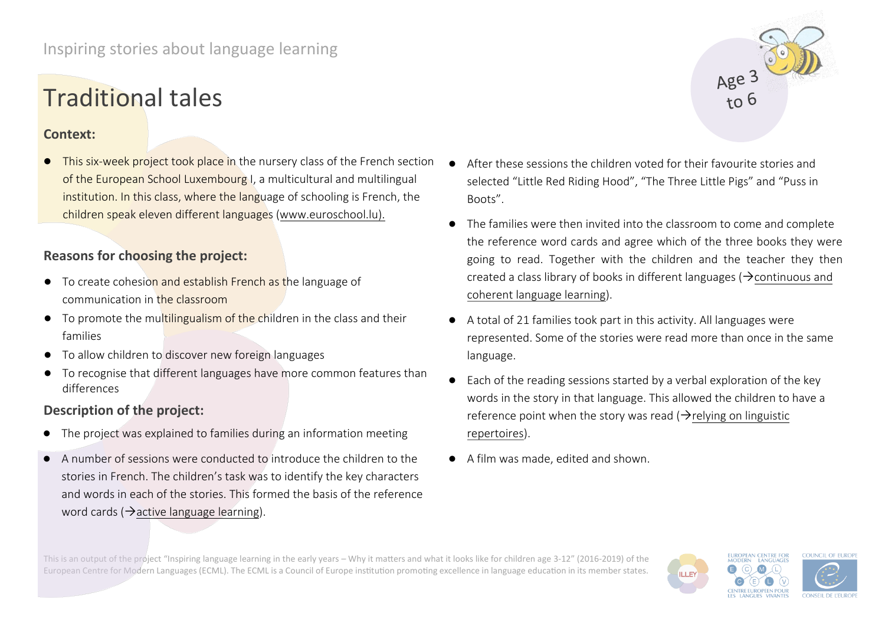Inspiring stories about language learning

# Traditional tales

Age 3 to 6

### Context:

- This six-week project took place in the nursery class of the French section of the European School Luxembourg I, a multicultural and multilingual institution. In this class, where the language of schooling is French, the children speak eleven different languages (www.euroschool.lu).

### Reasons for choosing the project:

- To create cohesion and establish French as the language of communication in the classroom
- To promote the multilingualism of the children in the class and their families
- To allow children to discover new foreign languages
- To recognise that different languages have more common features than differences

### Description of the project:

- The project was explained to families during an information meeting
- A number of sessions were conducted to introduce the children to the stories in French. The children's task was to identify the key characters and words in each of the stories. This formed the basis of the reference word cards (→active language learning).
- After these sessions the children voted for their favourite stories and selected "Little Red Riding Hood", "The Three Little Pigs" and "Puss in Boots".
- The families were then invited into the classroom to come and complete the reference word cards and agree which of the three books they were going to read. Together with the children and the teacher they then created a class library of books in different languages (→continuous and coherent language learning).
- A total of 21 families took part in this activity. All languages were represented. Some of the stories were read more than once in the same language.
- Each of the reading sessions started by a verbal exploration of the key words in the story in that language. This allowed the children to have a reference point when the story was read (→relying on linguistic repertoires).
- A film was made, edited and shown.

This is an output of the project "Inspiring language learning in the early years – Why it matters and what it looks like for children age 3-12" (2016-2019) of the European Centre for Modern Languages (ECML). The ECML is a Council of Europe institution promoting excellence in language education in its member states.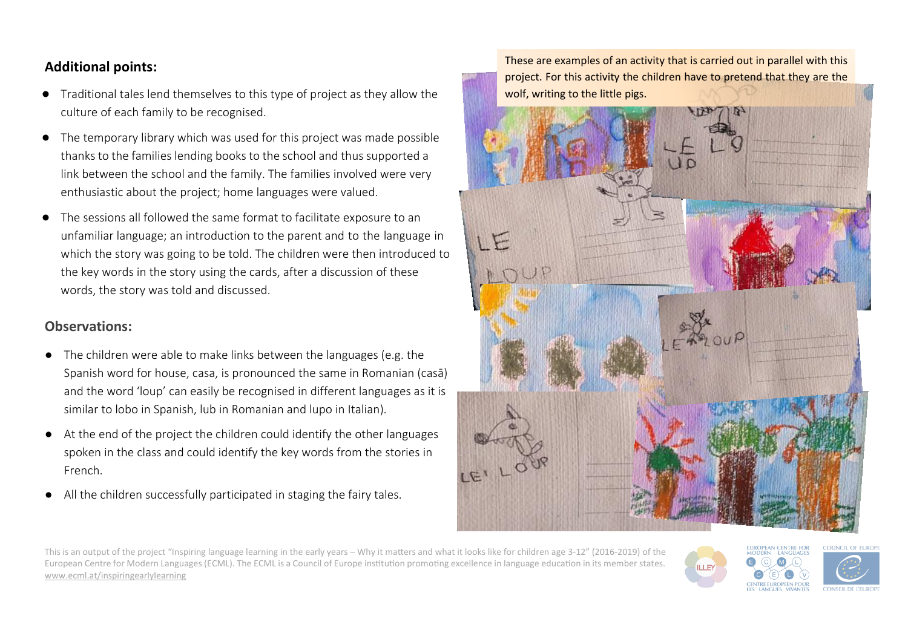## Additional points:

- Traditional tales lend themselves to this type of project as they allow the culture of each family to be recognised.
- The temporary library which was used for this project was made possible thanks to the families lending books to the school and thus supported a link between the school and the family. The families involved were very enthusiastic about the project; home languages were valued.
- The sessions all followed the same format to facilitate exposure to an unfamiliar language; an introduction to the parent and to the language in which the story was going to be told. The children were then introduced to the key words in the story using the cards, after a discussion of these words, the story was told and discussed.

## Observations:

- The children were able to make links between the languages (e.g. the Spanish word for house, casa, is pronounced the same in Romanian (casă) and the word 'loup' can easily be recognised in different languages as it is similar to lobo in Spanish, lub in Romanian and lupo in Italian).
- At the end of the project the children could identify the other languages spoken in the class and could identify the key words from the stories in French.
- All the children successfully participated in staging the fairy tales.

These are examples of an activity that is carried out in parallel with this project. For this activity the children have to pretend that they are the wolf, writing to the little pigs.

This is an output of the project "Inspiring language learning in the early years – Why it matters and what it looks like for children age 3-12" (2016-2019) of the European Centre for Modern Languages (ECML). The ECML is a Council of Europe institution promoting excellence in language education in its member states. www.ecml.at/inspiringearlylearning